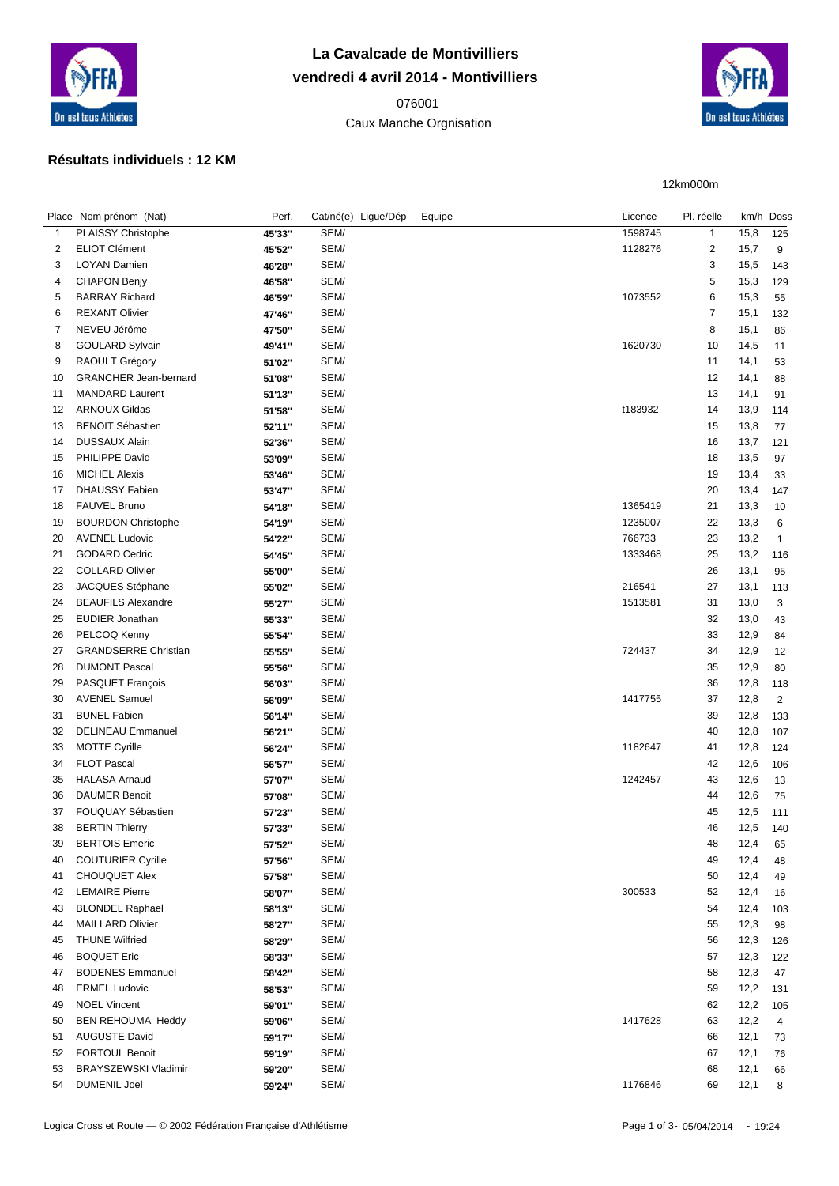# La Cavalcade de Montivilliers

**vendredi 4 avril 2014 - Montivilliers**

076001

Caux Manche Orgnisation

## Résultats individuels : 12 KM

12km000m

| Place | Nom prénom (Nat) | Perf. | Cat/né(e) | Ligue/Dép | Equipe | Licence | Pl. réelle | km/h | Doss |
|---|---|---|---|---|---|---|---|---|---|
| 1 | PLAISSY Christophe | 45'33'' | SEM/ | | | 1598745 | 1 | 15,8 | 125 |
| 2 | ELIOT Clément | 45'52'' | SEM/ | | | 1128276 | 2 | 15,7 | 9 |
| 3 | LOYAN Damien | 46'28'' | SEM/ | | | | 3 | 15,5 | 143 |
| 4 | CHAPON Benjy | 46'58'' | SEM/ | | | | 5 | 15,3 | 129 |
| 5 | BARRAY Richard | 46'59'' | SEM/ | | | 1073552 | 6 | 15,3 | 55 |
| 6 | REXANT Olivier | 47'46'' | SEM/ | | | | 7 | 15,1 | 132 |
| 7 | NEVEU Jérôme | 47'50'' | SEM/ | | | | 8 | 15,1 | 86 |
| 8 | GOULARD Sylvain | 49'41'' | SEM/ | | | 1620730 | 10 | 14,5 | 11 |
| 9 | RAOULT Grégory | 51'02'' | SEM/ | | | | 11 | 14,1 | 53 |
| 10 | GRANCHER Jean-bernard | 51'08'' | SEM/ | | | | 12 | 14,1 | 88 |
| 11 | MANDARD Laurent | 51'13'' | SEM/ | | | | 13 | 14,1 | 91 |
| 12 | ARNOUX Gildas | 51'58'' | SEM/ | | | t183932 | 14 | 13,9 | 114 |
| 13 | BENOIT Sébastien | 52'11'' | SEM/ | | | | 15 | 13,8 | 77 |
| 14 | DUSSAUX Alain | 52'36'' | SEM/ | | | | 16 | 13,7 | 121 |
| 15 | PHILIPPE David | 53'09'' | SEM/ | | | | 18 | 13,5 | 97 |
| 16 | MICHEL Alexis | 53'46'' | SEM/ | | | | 19 | 13,4 | 33 |
| 17 | DHAUSSY Fabien | 53'47'' | SEM/ | | | | 20 | 13,4 | 147 |
| 18 | FAUVEL Bruno | 54'18'' | SEM/ | | | 1365419 | 21 | 13,3 | 10 |
| 19 | BOURDON Christophe | 54'19'' | SEM/ | | | 1235007 | 22 | 13,3 | 6 |
| 20 | AVENEL Ludovic | 54'22'' | SEM/ | | | 766733 | 23 | 13,2 | 1 |
| 21 | GODARD Cedric | 54'45'' | SEM/ | | | 1333468 | 25 | 13,2 | 116 |
| 22 | COLLARD Olivier | 55'00'' | SEM/ | | | | 26 | 13,1 | 95 |
| 23 | JACQUES Stéphane | 55'02'' | SEM/ | | | 216541 | 27 | 13,1 | 113 |
| 24 | BEAUFILS Alexandre | 55'27'' | SEM/ | | | 1513581 | 31 | 13,0 | 3 |
| 25 | EUDIER Jonathan | 55'33'' | SEM/ | | | | 32 | 13,0 | 43 |
| 26 | PELCOQ Kenny | 55'54'' | SEM/ | | | | 33 | 12,9 | 84 |
| 27 | GRANDSERRE Christian | 55'55'' | SEM/ | | | 724437 | 34 | 12,9 | 12 |
| 28 | DUMONT Pascal | 55'56'' | SEM/ | | | | 35 | 12,9 | 80 |
| 29 | PASQUET François | 56'03'' | SEM/ | | | | 36 | 12,8 | 118 |
| 30 | AVENEL Samuel | 56'09'' | SEM/ | | | 1417755 | 37 | 12,8 | 2 |
| 31 | BUNEL Fabien | 56'14'' | SEM/ | | | | 39 | 12,8 | 133 |
| 32 | DELINEAU Emmanuel | 56'21'' | SEM/ | | | | 40 | 12,8 | 107 |
| 33 | MOTTE Cyrille | 56'24'' | SEM/ | | | 1182647 | 41 | 12,8 | 124 |
| 34 | FLOT Pascal | 56'57'' | SEM/ | | | | 42 | 12,6 | 106 |
| 35 | HALASA Arnaud | 57'07'' | SEM/ | | | 1242457 | 43 | 12,6 | 13 |
| 36 | DAUMER Benoit | 57'08'' | SEM/ | | | | 44 | 12,6 | 75 |
| 37 | FOUQUAY Sébastien | 57'23'' | SEM/ | | | | 45 | 12,5 | 111 |
| 38 | BERTIN Thierry | 57'33'' | SEM/ | | | | 46 | 12,5 | 140 |
| 39 | BERTOIS Emeric | 57'52'' | SEM/ | | | | 48 | 12,4 | 65 |
| 40 | COUTURIER Cyrille | 57'56'' | SEM/ | | | | 49 | 12,4 | 48 |
| 41 | CHOUQUET Alex | 57'58'' | SEM/ | | | | 50 | 12,4 | 49 |
| 42 | LEMAIRE Pierre | 58'07'' | SEM/ | | | 300533 | 52 | 12,4 | 16 |
| 43 | BLONDEL Raphael | 58'13'' | SEM/ | | | | 54 | 12,4 | 103 |
| 44 | MAILLARD Olivier | 58'27'' | SEM/ | | | | 55 | 12,3 | 98 |
| 45 | THUNE Wilfried | 58'29'' | SEM/ | | | | 56 | 12,3 | 126 |
| 46 | BOQUET Eric | 58'33'' | SEM/ | | | | 57 | 12,3 | 122 |
| 47 | BODENES Emmanuel | 58'42'' | SEM/ | | | | 58 | 12,3 | 47 |
| 48 | ERMEL Ludovic | 58'53'' | SEM/ | | | | 59 | 12,2 | 131 |
| 49 | NOEL Vincent | 59'01'' | SEM/ | | | | 62 | 12,2 | 105 |
| 50 | BEN REHOUMA Heddy | 59'06'' | SEM/ | | | 1417628 | 63 | 12,2 | 4 |
| 51 | AUGUSTE David | 59'17'' | SEM/ | | | | 66 | 12,1 | 73 |
| 52 | FORTOUL Benoit | 59'19'' | SEM/ | | | | 67 | 12,1 | 76 |
| 53 | BRAYSZEWSKI Vladimir | 59'20'' | SEM/ | | | | 68 | 12,1 | 66 |
| 54 | DUMENIL Joel | 59'24'' | SEM/ | | | 1176846 | 69 | 12,1 | 8 |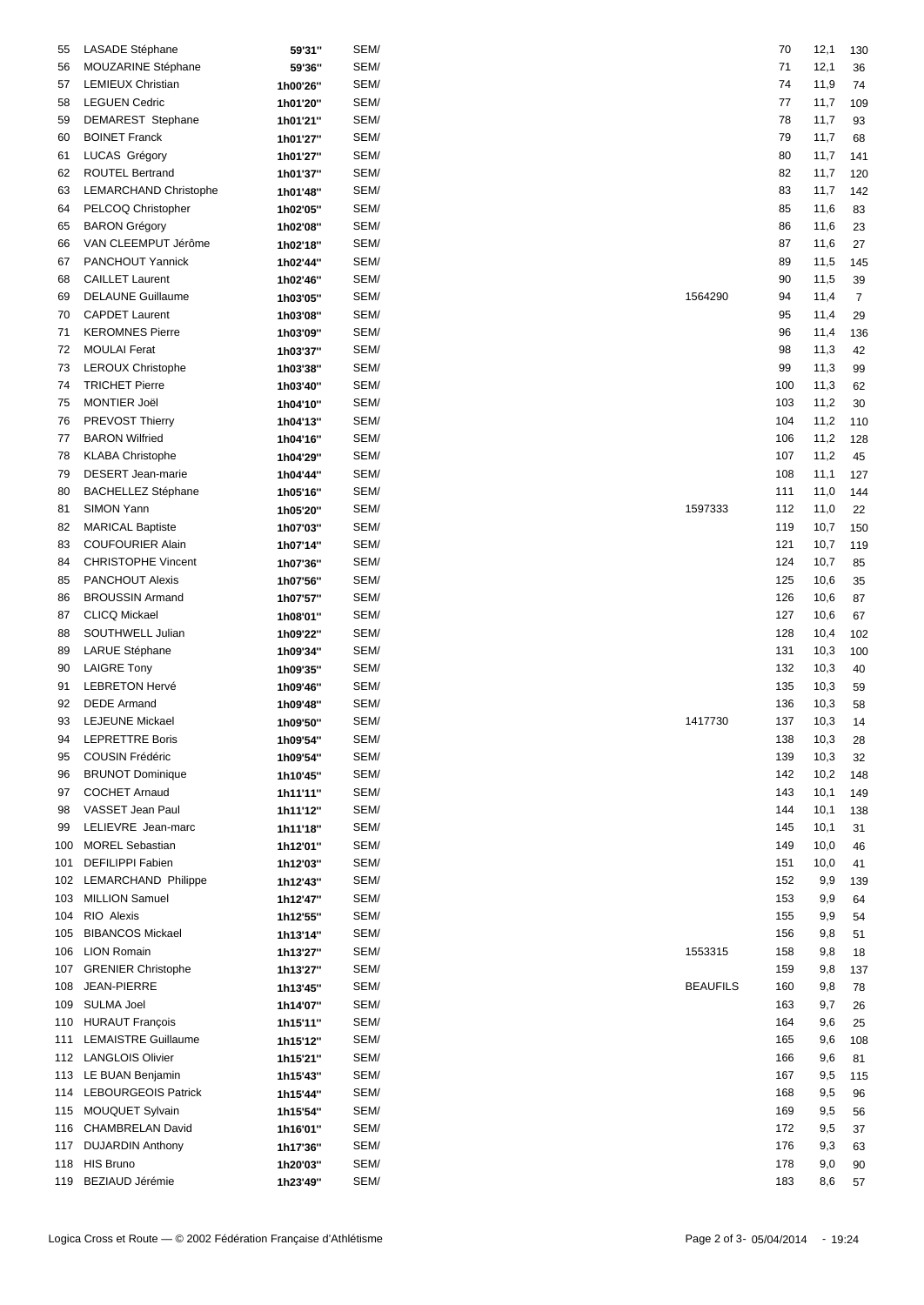| | | | | | | | |
|---|---|---|---|---|---|---|---|
| 55 | LASADE Stéphane | 59'31'' | SEM/ | | 70 | 12,1 | 130 |
| 56 | MOUZARINE Stéphane | 59'36'' | SEM/ | | 71 | 12,1 | 36 |
| 57 | LEMIEUX Christian | 1h00'26'' | SEM/ | | 74 | 11,9 | 74 |
| 58 | LEGUEN Cedric | 1h01'20'' | SEM/ | | 77 | 11,7 | 109 |
| 59 | DEMAREST Stephane | 1h01'21'' | SEM/ | | 78 | 11,7 | 93 |
| 60 | BOINET Franck | 1h01'27'' | SEM/ | | 79 | 11,7 | 68 |
| 61 | LUCAS Grégory | 1h01'27'' | SEM/ | | 80 | 11,7 | 141 |
| 62 | ROUTEL Bertrand | 1h01'37'' | SEM/ | | 82 | 11,7 | 120 |
| 63 | LEMARCHAND Christophe | 1h01'48'' | SEM/ | | 83 | 11,7 | 142 |
| 64 | PELCOQ Christopher | 1h02'05'' | SEM/ | | 85 | 11,6 | 83 |
| 65 | BARON Grégory | 1h02'08'' | SEM/ | | 86 | 11,6 | 23 |
| 66 | VAN CLEEMPUT Jérôme | 1h02'18'' | SEM/ | | 87 | 11,6 | 27 |
| 67 | PANCHOUT Yannick | 1h02'44'' | SEM/ | | 89 | 11,5 | 145 |
| 68 | CAILLET Laurent | 1h02'46'' | SEM/ | | 90 | 11,5 | 39 |
| 69 | DELAUNE Guillaume | 1h03'05'' | SEM/ | 1564290 | 94 | 11,4 | 7 |
| 70 | CAPDET Laurent | 1h03'08'' | SEM/ | | 95 | 11,4 | 29 |
| 71 | KEROMNES Pierre | 1h03'09'' | SEM/ | | 96 | 11,4 | 136 |
| 72 | MOULAI Ferat | 1h03'37'' | SEM/ | | 98 | 11,3 | 42 |
| 73 | LEROUX Christophe | 1h03'38'' | SEM/ | | 99 | 11,3 | 99 |
| 74 | TRICHET Pierre | 1h03'40'' | SEM/ | | 100 | 11,3 | 62 |
| 75 | MONTIER Joël | 1h04'10'' | SEM/ | | 103 | 11,2 | 30 |
| 76 | PREVOST Thierry | 1h04'13'' | SEM/ | | 104 | 11,2 | 110 |
| 77 | BARON Wilfried | 1h04'16'' | SEM/ | | 106 | 11,2 | 128 |
| 78 | KLABA Christophe | 1h04'29'' | SEM/ | | 107 | 11,2 | 45 |
| 79 | DESERT Jean-marie | 1h04'44'' | SEM/ | | 108 | 11,1 | 127 |
| 80 | BACHELLEZ Stéphane | 1h05'16'' | SEM/ | | 111 | 11,0 | 144 |
| 81 | SIMON Yann | 1h05'20'' | SEM/ | 1597333 | 112 | 11,0 | 22 |
| 82 | MARICAL Baptiste | 1h07'03'' | SEM/ | | 119 | 10,7 | 150 |
| 83 | COUFOURIER Alain | 1h07'14'' | SEM/ | | 121 | 10,7 | 119 |
| 84 | CHRISTOPHE Vincent | 1h07'36'' | SEM/ | | 124 | 10,7 | 85 |
| 85 | PANCHOUT Alexis | 1h07'56'' | SEM/ | | 125 | 10,6 | 35 |
| 86 | BROUSSIN Armand | 1h07'57'' | SEM/ | | 126 | 10,6 | 87 |
| 87 | CLICQ Mickael | 1h08'01'' | SEM/ | | 127 | 10,6 | 67 |
| 88 | SOUTHWELL Julian | 1h09'22'' | SEM/ | | 128 | 10,4 | 102 |
| 89 | LARUE Stéphane | 1h09'34'' | SEM/ | | 131 | 10,3 | 100 |
| 90 | LAIGRE Tony | 1h09'35'' | SEM/ | | 132 | 10,3 | 40 |
| 91 | LEBRETON Hervé | 1h09'46'' | SEM/ | | 135 | 10,3 | 59 |
| 92 | DEDE Armand | 1h09'48'' | SEM/ | | 136 | 10,3 | 58 |
| 93 | LEJEUNE Mickael | 1h09'50'' | SEM/ | 1417730 | 137 | 10,3 | 14 |
| 94 | LEPRETTRE Boris | 1h09'54'' | SEM/ | | 138 | 10,3 | 28 |
| 95 | COUSIN Frédéric | 1h09'54'' | SEM/ | | 139 | 10,3 | 32 |
| 96 | BRUNOT Dominique | 1h10'45'' | SEM/ | | 142 | 10,2 | 148 |
| 97 | COCHET Arnaud | 1h11'11'' | SEM/ | | 143 | 10,1 | 149 |
| 98 | VASSET Jean Paul | 1h11'12'' | SEM/ | | 144 | 10,1 | 138 |
| 99 | LELIEVRE Jean-marc | 1h11'18'' | SEM/ | | 145 | 10,1 | 31 |
| 100 | MOREL Sebastian | 1h12'01'' | SEM/ | | 149 | 10,0 | 46 |
| 101 | DEFILIPPI Fabien | 1h12'03'' | SEM/ | | 151 | 10,0 | 41 |
| 102 | LEMARCHAND Philippe | 1h12'43'' | SEM/ | | 152 | 9,9 | 139 |
| 103 | MILLION Samuel | 1h12'47'' | SEM/ | | 153 | 9,9 | 64 |
| 104 | RIO Alexis | 1h12'55'' | SEM/ | | 155 | 9,9 | 54 |
| 105 | BIBANCOS Mickael | 1h13'14'' | SEM/ | | 156 | 9,8 | 51 |
| 106 | LION Romain | 1h13'27'' | SEM/ | 1553315 | 158 | 9,8 | 18 |
| 107 | GRENIER Christophe | 1h13'27'' | SEM/ | | 159 | 9,8 | 137 |
| 108 | JEAN-PIERRE | 1h13'45'' | SEM/ | BEAUFILS | 160 | 9,8 | 78 |
| 109 | SULMA Joel | 1h14'07'' | SEM/ | | 163 | 9,7 | 26 |
| 110 | HURAUT François | 1h15'11'' | SEM/ | | 164 | 9,6 | 25 |
| 111 | LEMAISTRE Guillaume | 1h15'12'' | SEM/ | | 165 | 9,6 | 108 |
| 112 | LANGLOIS Olivier | 1h15'21'' | SEM/ | | 166 | 9,6 | 81 |
| 113 | LE BUAN Benjamin | 1h15'43'' | SEM/ | | 167 | 9,5 | 115 |
| 114 | LEBOURGEOIS Patrick | 1h15'44'' | SEM/ | | 168 | 9,5 | 96 |
| 115 | MOUQUET Sylvain | 1h15'54'' | SEM/ | | 169 | 9,5 | 56 |
| 116 | CHAMBRELAN David | 1h16'01'' | SEM/ | | 172 | 9,5 | 37 |
| 117 | DUJARDIN Anthony | 1h17'36'' | SEM/ | | 176 | 9,3 | 63 |
| 118 | HIS Bruno | 1h20'03'' | SEM/ | | 178 | 9,0 | 90 |
| 119 | BEZIAUD Jérémie | 1h23'49'' | SEM/ | | 183 | 8,6 | 57 |

Logica Cross et Route — © 2002 Fédération Française d'Athlétisme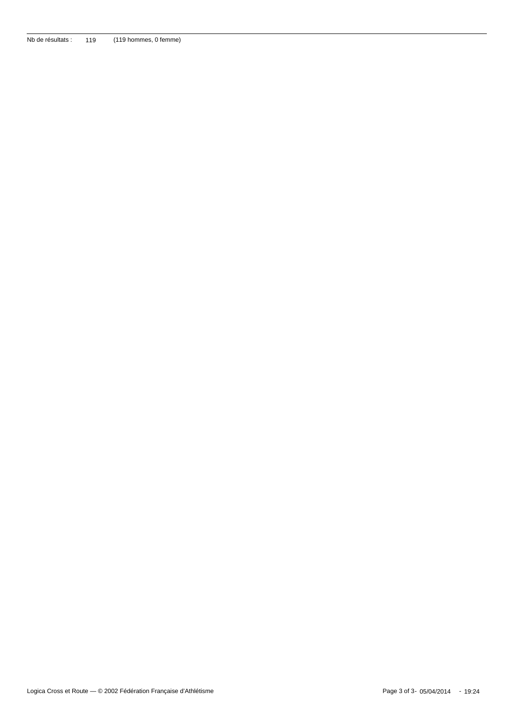Nb de résultats : 119 (119 hommes, 0 femme)